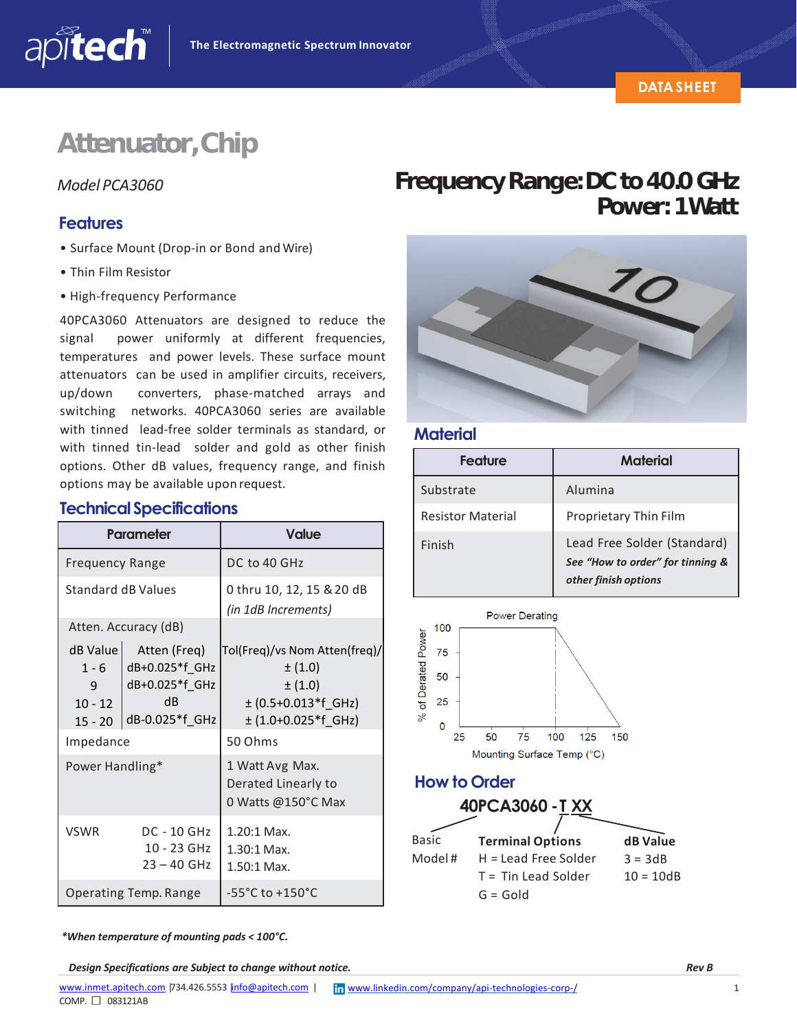# Attenuator, Chip

*Model PCA3060*

## Frequency Range: DC to 40.0 GHz
## Power: 1 Watt

## Features

- Surface Mount (Drop-in or Bond and Wire)
- Thin Film Resistor
- High-frequency Performance

40PCA3060 Attenuators are designed to reduce the signal power uniformly at different frequencies, temperatures and power levels. These surface mount attenuators can be used in amplifier circuits, receivers, up/down converters, phase-matched arrays and switching networks. 40PCA3060 series are available with tinned lead-free solder terminals as standard, or with tinned tin-lead solder and gold as other finish options. Other dB values, frequency range, and finish options may be available upon request.

## Technical Specifications

| Parameter | | Value |
|---|---|---|
| Frequency Range | | DC to 40 GHz |
| Standard dB Values | | 0 thru 10, 12, 15 & 20 dB *(in 1dB Increments)* |
| Atten. Accuracy (dB) | | |
| dB Value | Atten (Freq) | Tol(Freq)/vs Nom Atten(freq)/ |
| 1 - 6 | dB+0.025*f_GHz | ± (1.0) |
| 9 | dB+0.025*f_GHz | ± (1.0) |
| 10 - 12 | dB | ± (0.5+0.013*f_GHz) |
| 15 - 20 | dB-0.025*f_GHz | ± (1.0+0.025*f_GHz) |
| Impedance | | 50 Ohms |
| Power Handling* | | 1 Watt Avg Max. Derated Linearly to 0 Watts @150°C Max |
| VSWR | DC - 10 GHz | 1.20:1 Max. |
| | 10 - 23 GHz | 1.30:1 Max. |
| | 23 – 40 GHz | 1.50:1 Max. |
| Operating Temp. Range | | -55°C to +150°C |

*\*When temperature of mounting pads < 100°C.*

## Material

| Feature | Material |
|---|---|
| Substrate | Alumina |
| Resistor Material | Proprietary Thin Film |
| Finish | Lead Free Solder (Standard) ***See "How to order" for tinning & other finish options*** |

Power Derating

(% of Derated Power: 100 from 25 to 100 °C, decreasing linearly to 0 at 150 °C; x-axis: Mounting Surface Temp (°C) 25–150; y-axis: % of Derated Power 0–100)

## How to Order

**40PCA3060 - T XX**

| Basic Model # | Terminal Options | dB Value |
|---|---|---|
| | H = Lead Free Solder | 3 = 3dB |
| | T = Tin Lead Solder | 10 = 10dB |
| | G = Gold | |

***Design Specifications are Subject to change without notice.*** ***Rev B***

www.inmet.apitech.com | 734.426.5553 | info@apitech.com | www.linkedin.com/company/api-technologies-corp-/

COMP. ☐ 083121AB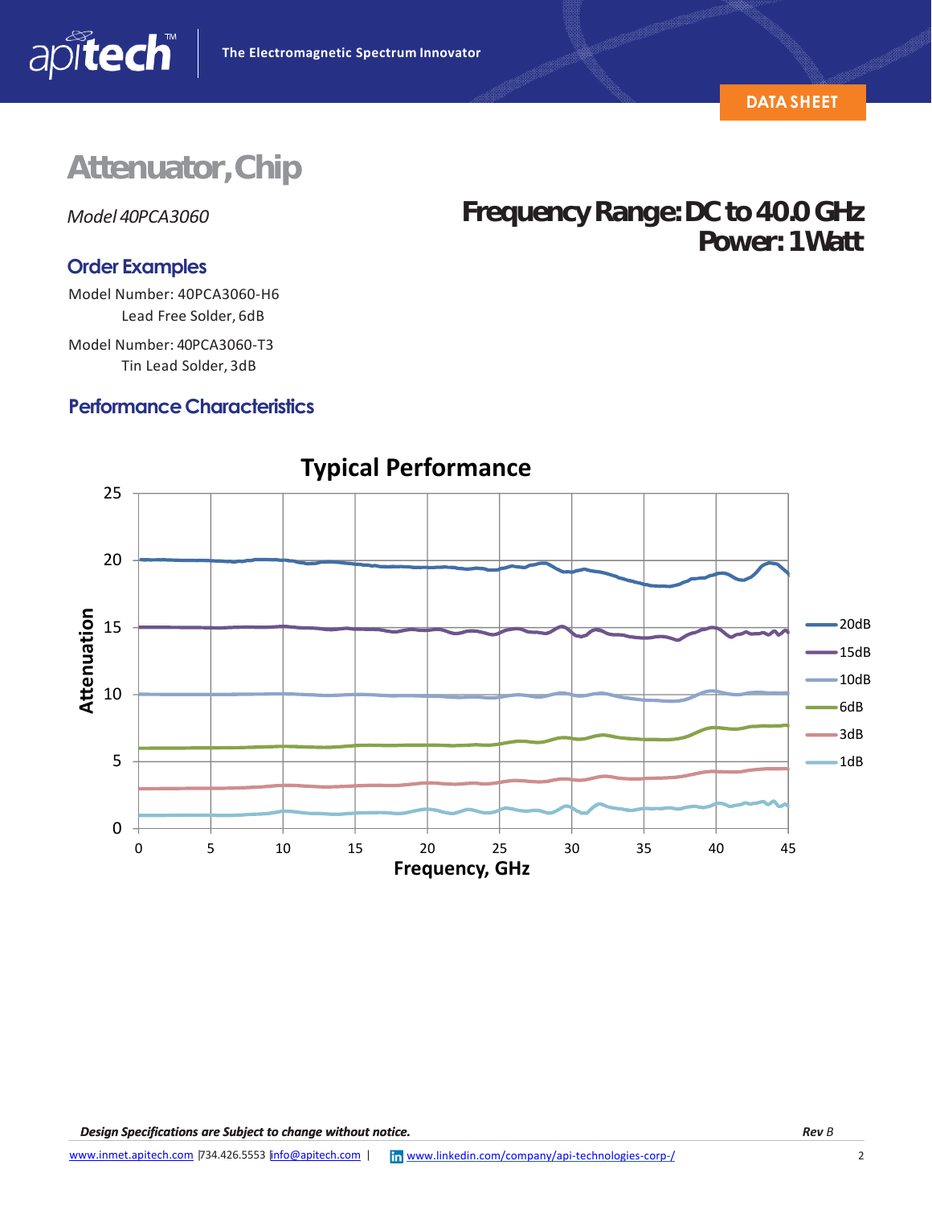# Attenuator, Chip

*Model 40PCA3060*

**Frequency Range: DC to 40.0 GHz**
**Power: 1 Watt**

## Order Examples

Model Number: 40PCA3060-H6
Lead Free Solder, 6dB

Model Number: 40PCA3060-T3
Tin Lead Solder, 3dB

## Performance Characteristics

**Typical Performance**

Attenuation vs. Frequency, GHz (0–45 GHz); curves: 20dB, 15dB, 10dB, 6dB, 3dB, 1dB

***Design Specifications are Subject to change without notice.*** ***Rev** B*

www.inmet.apitech.com | 734.426.5553 | info@apitech.com | www.linkedin.com/company/api-technologies-corp-/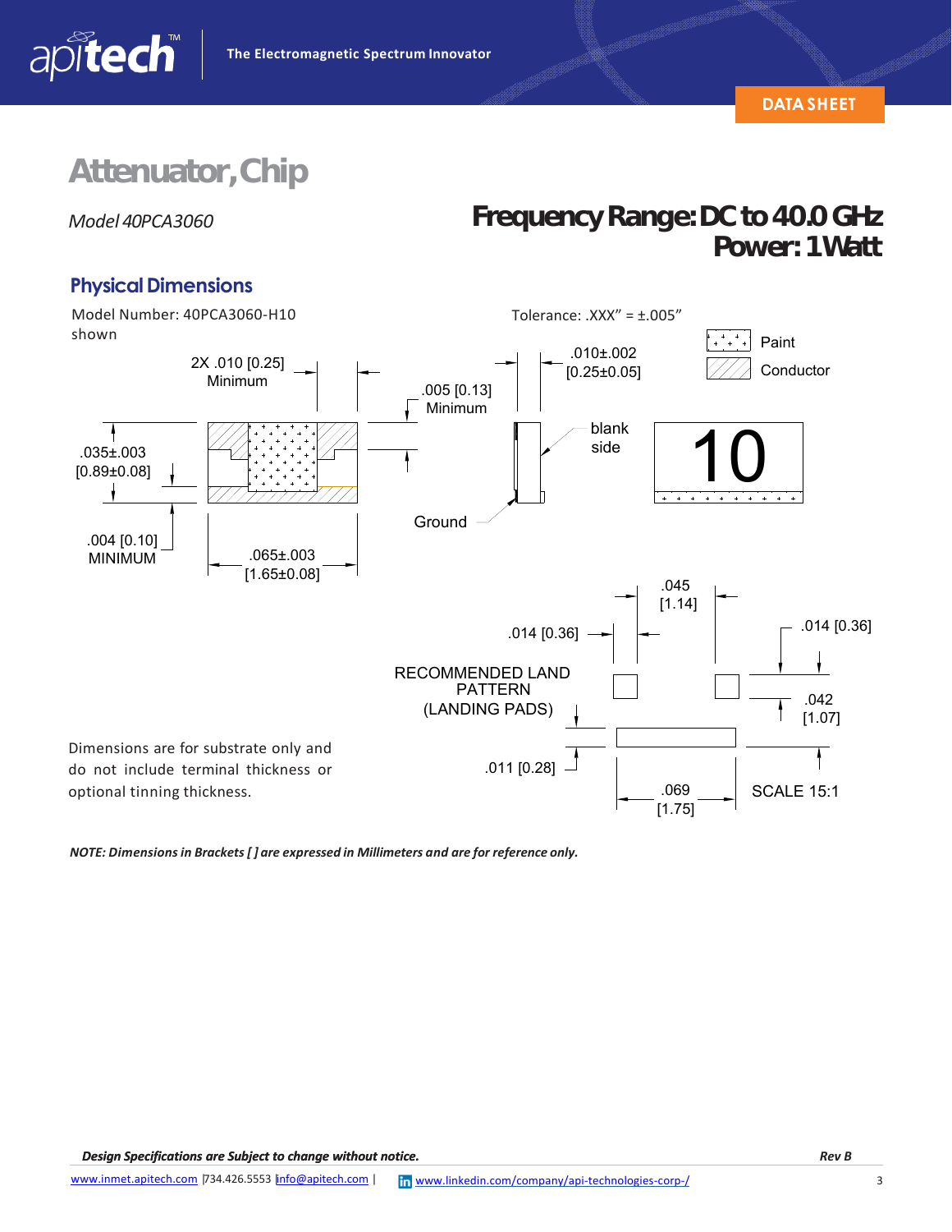# Attenuator, Chip

*Model 40PCA3060*

**Frequency Range: DC to 40.0 GHz**
**Power: 1 Watt**

## Physical Dimensions

Model Number: 40PCA3060-H10 shown

Tolerance: .XXX" = ±.005"

Paint

Conductor

2X .010 [0.25] Minimum

.010±.002 [0.25±0.05]

.005 [0.13] Minimum

.035±.003 [0.89±0.08]

blank side

10

Ground

.004 [0.10] MINIMUM

.065±.003 [1.65±0.08]

.045 [1.14]

.014 [0.36]

.014 [0.36]

RECOMMENDED LAND PATTERN (LANDING PADS)

.042 [1.07]

.011 [0.28]

.069 [1.75]

SCALE 15:1

Dimensions are for substrate only and do not include terminal thickness or optional tinning thickness.

***NOTE: Dimensions in Brackets [ ] are expressed in Millimeters and are for reference only.***

***Design Specifications are Subject to change without notice.*** ***Rev B***

www.inmet.apitech.com | 734.426.5553 | info@apitech.com | www.linkedin.com/company/api-technologies-corp-/